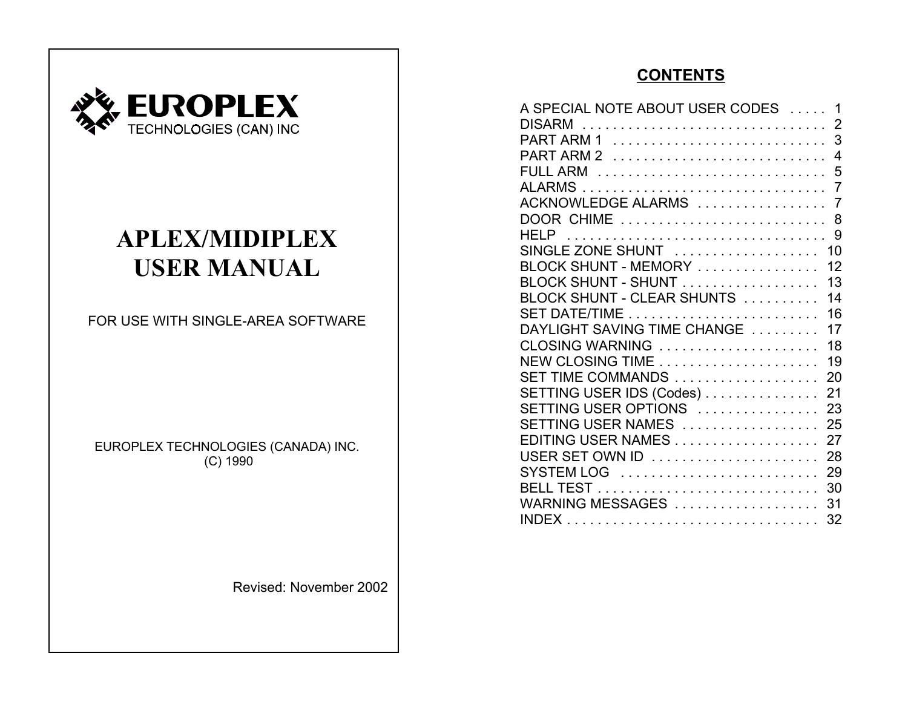EUROPLEX
TECHNOLOGIES (CAN) INC

# APLEX/MIDIPLEX USER MANUAL

FOR USE WITH SINGLE-AREA SOFTWARE

EUROPLEX TECHNOLOGIES (CANADA) INC.
(C) 1990

Revised: November 2002

## CONTENTS

| | |
|---|---|
| A SPECIAL NOTE ABOUT USER CODES | 1 |
| DISARM | 2 |
| PART ARM 1 | 3 |
| PART ARM 2 | 4 |
| FULL ARM | 5 |
| ALARMS | 7 |
| ACKNOWLEDGE ALARMS | 7 |
| DOOR CHIME | 8 |
| HELP | 9 |
| SINGLE ZONE SHUNT | 10 |
| BLOCK SHUNT - MEMORY | 12 |
| BLOCK SHUNT - SHUNT | 13 |
| BLOCK SHUNT - CLEAR SHUNTS | 14 |
| SET DATE/TIME | 16 |
| DAYLIGHT SAVING TIME CHANGE | 17 |
| CLOSING WARNING | 18 |
| NEW CLOSING TIME | 19 |
| SET TIME COMMANDS | 20 |
| SETTING USER IDS (Codes) | 21 |
| SETTING USER OPTIONS | 23 |
| SETTING USER NAMES | 25 |
| EDITING USER NAMES | 27 |
| USER SET OWN ID | 28 |
| SYSTEM LOG | 29 |
| BELL TEST | 30 |
| WARNING MESSAGES | 31 |
| INDEX | 32 |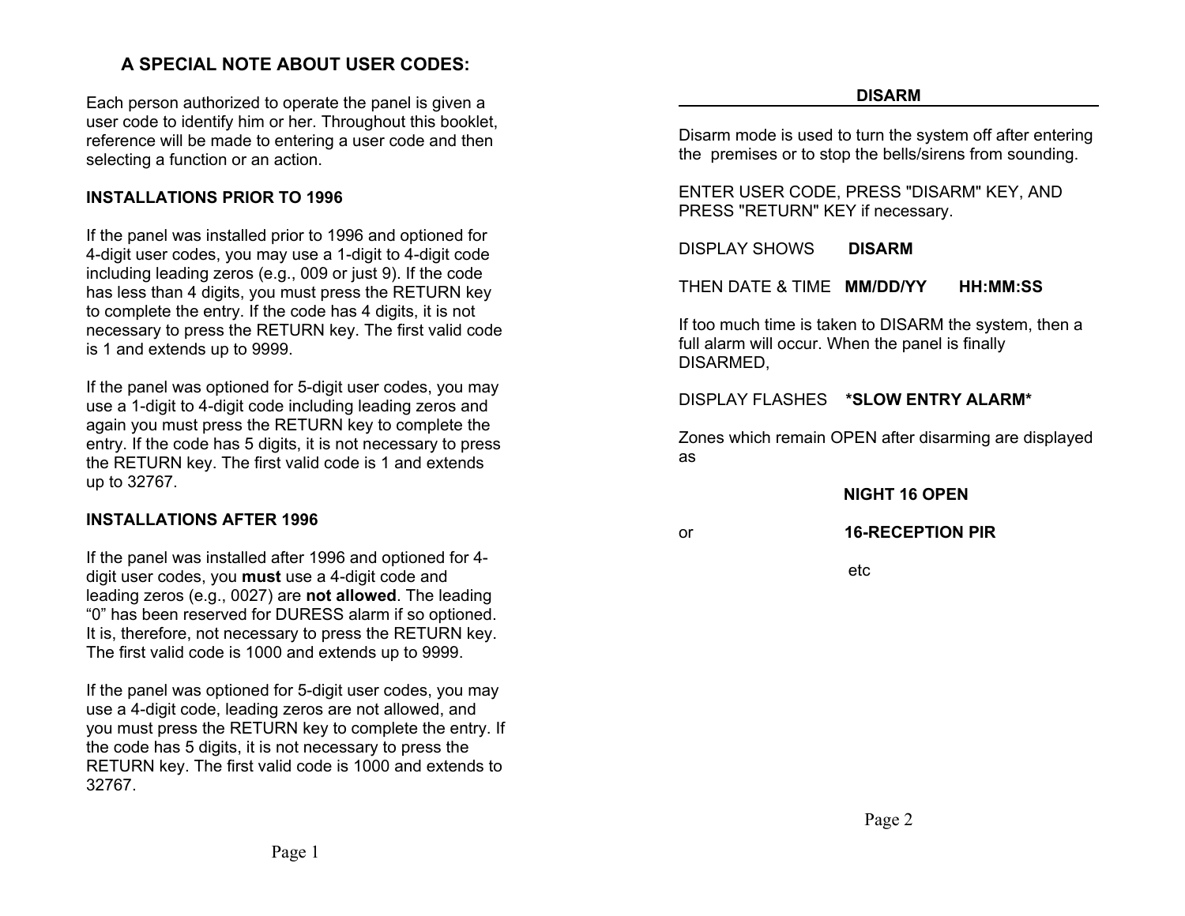## A SPECIAL NOTE ABOUT USER CODES:

Each person authorized to operate the panel is given a user code to identify him or her. Throughout this booklet, reference will be made to entering a user code and then selecting a function or an action.

**INSTALLATIONS PRIOR TO 1996**

If the panel was installed prior to 1996 and optioned for 4-digit user codes, you may use a 1-digit to 4-digit code including leading zeros (e.g., 009 or just 9). If the code has less than 4 digits, you must press the RETURN key to complete the entry. If the code has 4 digits, it is not necessary to press the RETURN key. The first valid code is 1 and extends up to 9999.

If the panel was optioned for 5-digit user codes, you may use a 1-digit to 4-digit code including leading zeros and again you must press the RETURN key to complete the entry. If the code has 5 digits, it is not necessary to press the RETURN key. The first valid code is 1 and extends up to 32767.

**INSTALLATIONS AFTER 1996**

If the panel was installed after 1996 and optioned for 4-digit user codes, you **must** use a 4-digit code and leading zeros (e.g., 0027) are **not allowed**. The leading "0" has been reserved for DURESS alarm if so optioned. It is, therefore, not necessary to press the RETURN key. The first valid code is 1000 and extends up to 9999.

If the panel was optioned for 5-digit user codes, you may use a 4-digit code, leading zeros are not allowed, and you must press the RETURN key to complete the entry. If the code has 5 digits, it is not necessary to press the RETURN key. The first valid code is 1000 and extends to 32767.

## DISARM

Disarm mode is used to turn the system off after entering the premises or to stop the bells/sirens from sounding.

ENTER USER CODE, PRESS "DISARM" KEY, AND PRESS "RETURN" KEY if necessary.

DISPLAY SHOWS **DISARM**

THEN DATE & TIME **MM/DD/YY HH:MM:SS**

If too much time is taken to DISARM the system, then a full alarm will occur. When the panel is finally DISARMED,

DISPLAY FLASHES **\*SLOW ENTRY ALARM\***

Zones which remain OPEN after disarming are displayed as

**NIGHT 16 OPEN**

or **16-RECEPTION PIR**

etc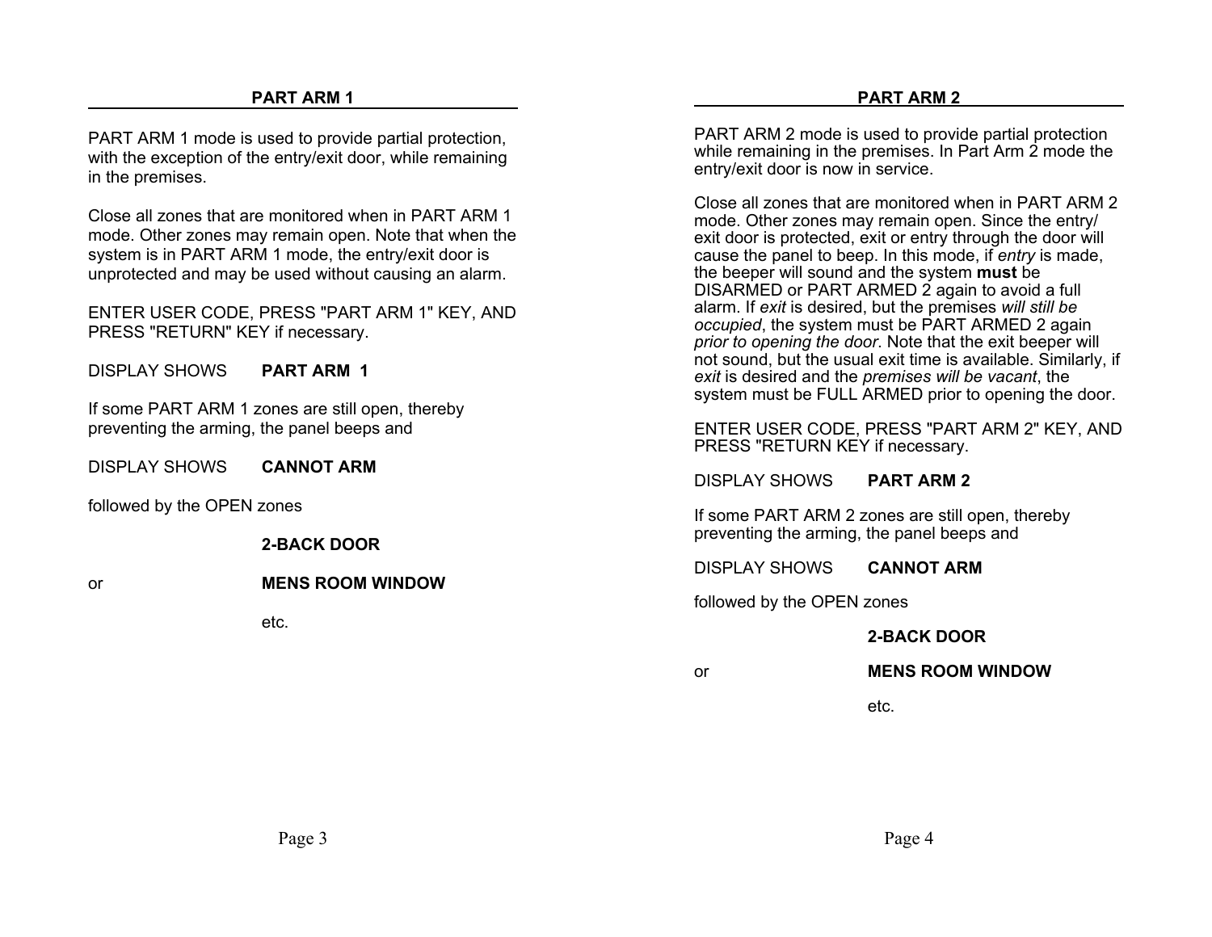## PART ARM 1

PART ARM 1 mode is used to provide partial protection, with the exception of the entry/exit door, while remaining in the premises.

Close all zones that are monitored when in PART ARM 1 mode. Other zones may remain open. Note that when the system is in PART ARM 1 mode, the entry/exit door is unprotected and may be used without causing an alarm.

ENTER USER CODE, PRESS "PART ARM 1" KEY, AND PRESS "RETURN" KEY if necessary.

DISPLAY SHOWS **PART ARM 1**

If some PART ARM 1 zones are still open, thereby preventing the arming, the panel beeps and

DISPLAY SHOWS **CANNOT ARM**

followed by the OPEN zones

**2-BACK DOOR**

or **MENS ROOM WINDOW**

etc.

## PART ARM 2

PART ARM 2 mode is used to provide partial protection while remaining in the premises. In Part Arm 2 mode the entry/exit door is now in service.

Close all zones that are monitored when in PART ARM 2 mode. Other zones may remain open. Since the entry/ exit door is protected, exit or entry through the door will cause the panel to beep. In this mode, if *entry* is made, the beeper will sound and the system **must** be DISARMED or PART ARMED 2 again to avoid a full alarm. If *exit* is desired, but the premises *will still be occupied*, the system must be PART ARMED 2 again *prior to opening the door*. Note that the exit beeper will not sound, but the usual exit time is available. Similarly, if *exit* is desired and the *premises will be vacant*, the system must be FULL ARMED prior to opening the door.

ENTER USER CODE, PRESS "PART ARM 2" KEY, AND PRESS "RETURN KEY if necessary.

DISPLAY SHOWS **PART ARM 2**

If some PART ARM 2 zones are still open, thereby preventing the arming, the panel beeps and

DISPLAY SHOWS **CANNOT ARM**

followed by the OPEN zones

**2-BACK DOOR**

or **MENS ROOM WINDOW**

etc.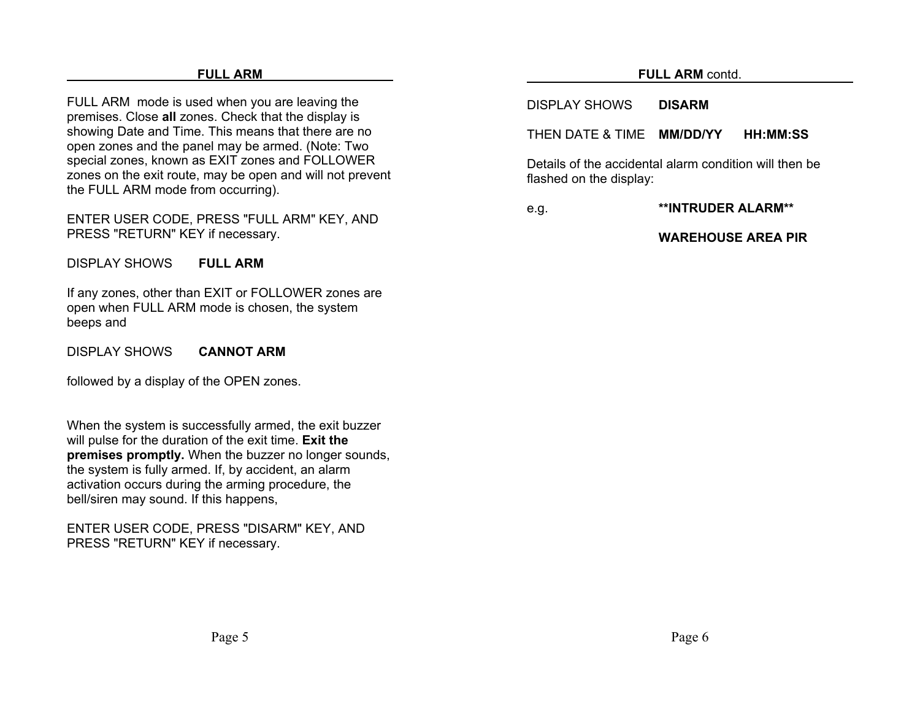## FULL ARM

FULL ARM mode is used when you are leaving the premises. Close **all** zones. Check that the display is showing Date and Time. This means that there are no open zones and the panel may be armed. (Note: Two special zones, known as EXIT zones and FOLLOWER zones on the exit route, may be open and will not prevent the FULL ARM mode from occurring).

ENTER USER CODE, PRESS "FULL ARM" KEY, AND PRESS "RETURN" KEY if necessary.

DISPLAY SHOWS **FULL ARM**

If any zones, other than EXIT or FOLLOWER zones are open when FULL ARM mode is chosen, the system beeps and

DISPLAY SHOWS **CANNOT ARM**

followed by a display of the OPEN zones.

When the system is successfully armed, the exit buzzer will pulse for the duration of the exit time. **Exit the premises promptly.** When the buzzer no longer sounds, the system is fully armed. If, by accident, an alarm activation occurs during the arming procedure, the bell/siren may sound. If this happens,

ENTER USER CODE, PRESS "DISARM" KEY, AND PRESS "RETURN" KEY if necessary.

## FULL ARM contd.

DISPLAY SHOWS **DISARM**

THEN DATE & TIME **MM/DD/YY HH:MM:SS**

Details of the accidental alarm condition will then be flashed on the display:

e.g. **\*\*INTRUDER ALARM\*\***

**WAREHOUSE AREA PIR**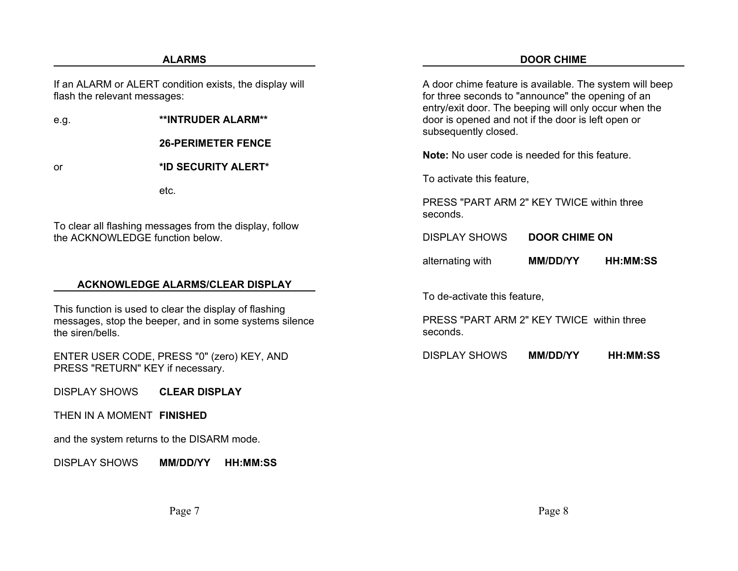## ALARMS

If an ALARM or ALERT condition exists, the display will flash the relevant messages:

e.g. **\*\*INTRUDER ALARM\*\***

**26-PERIMETER FENCE**

or **\*ID SECURITY ALERT\***

etc.

To clear all flashing messages from the display, follow the ACKNOWLEDGE function below.

## ACKNOWLEDGE ALARMS/CLEAR DISPLAY

This function is used to clear the display of flashing messages, stop the beeper, and in some systems silence the siren/bells.

ENTER USER CODE, PRESS "0" (zero) KEY, AND PRESS "RETURN" KEY if necessary.

DISPLAY SHOWS **CLEAR DISPLAY**

THEN IN A MOMENT **FINISHED**

and the system returns to the DISARM mode.

DISPLAY SHOWS **MM/DD/YY HH:MM:SS**

## DOOR CHIME

A door chime feature is available. The system will beep for three seconds to "announce" the opening of an entry/exit door. The beeping will only occur when the door is opened and not if the door is left open or subsequently closed.

**Note:** No user code is needed for this feature.

To activate this feature,

PRESS "PART ARM 2" KEY TWICE within three seconds.

DISPLAY SHOWS **DOOR CHIME ON**

alternating with **MM/DD/YY HH:MM:SS**

To de-activate this feature,

PRESS "PART ARM 2" KEY TWICE within three seconds.

DISPLAY SHOWS **MM/DD/YY HH:MM:SS**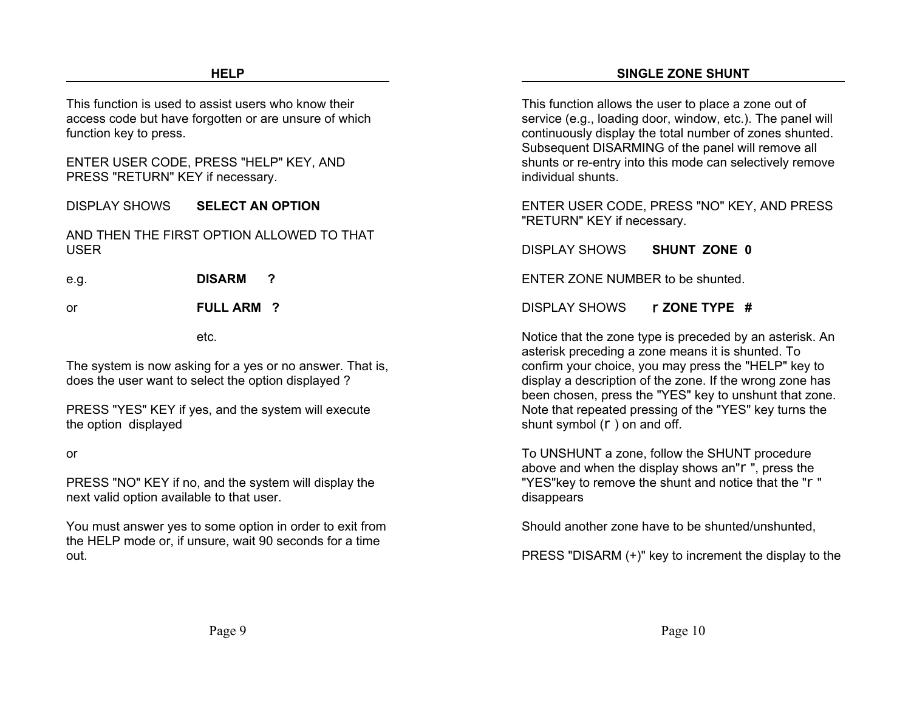## HELP

This function is used to assist users who know their access code but have forgotten or are unsure of which function key to press.

ENTER USER CODE, PRESS "HELP" KEY, AND PRESS "RETURN" KEY if necessary.

DISPLAY SHOWS **SELECT AN OPTION**

AND THEN THE FIRST OPTION ALLOWED TO THAT USER

e.g. **DISARM ?**

or **FULL ARM ?**

etc.

The system is now asking for a yes or no answer. That is, does the user want to select the option displayed ?

PRESS "YES" KEY if yes, and the system will execute the option displayed

or

PRESS "NO" KEY if no, and the system will display the next valid option available to that user.

You must answer yes to some option in order to exit from the HELP mode or, if unsure, wait 90 seconds for a time out.

## SINGLE ZONE SHUNT

This function allows the user to place a zone out of service (e.g., loading door, window, etc.). The panel will continuously display the total number of zones shunted. Subsequent DISARMING of the panel will remove all shunts or re-entry into this mode can selectively remove individual shunts.

ENTER USER CODE, PRESS "NO" KEY, AND PRESS "RETURN" KEY if necessary.

DISPLAY SHOWS **SHUNT ZONE 0**

ENTER ZONE NUMBER to be shunted.

DISPLAY SHOWS **r ZONE TYPE #**

Notice that the zone type is preceded by an asterisk. An asterisk preceding a zone means it is shunted. To confirm your choice, you may press the "HELP" key to display a description of the zone. If the wrong zone has been chosen, press the "YES" key to unshunt that zone. Note that repeated pressing of the "YES" key turns the shunt symbol (r ) on and off.

To UNSHUNT a zone, follow the SHUNT procedure above and when the display shows an"r ", press the "YES"key to remove the shunt and notice that the "r " disappears

Should another zone have to be shunted/unshunted,

PRESS "DISARM (+)" key to increment the display to the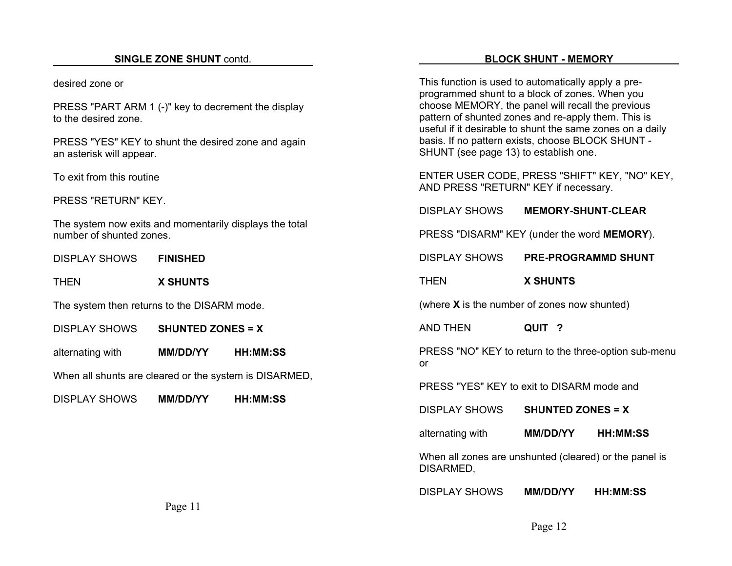## SINGLE ZONE SHUNT contd.

desired zone or

PRESS "PART ARM 1 (-)" key to decrement the display to the desired zone.

PRESS "YES" KEY to shunt the desired zone and again an asterisk will appear.

To exit from this routine

PRESS "RETURN" KEY.

The system now exits and momentarily displays the total number of shunted zones.

DISPLAY SHOWS **FINISHED**

THEN **X SHUNTS**

The system then returns to the DISARM mode.

DISPLAY SHOWS **SHUNTED ZONES = X**

alternating with **MM/DD/YY HH:MM:SS**

When all shunts are cleared or the system is DISARMED,

DISPLAY SHOWS **MM/DD/YY HH:MM:SS**

## BLOCK SHUNT - MEMORY

This function is used to automatically apply a pre-programmed shunt to a block of zones. When you choose MEMORY, the panel will recall the previous pattern of shunted zones and re-apply them. This is useful if it desirable to shunt the same zones on a daily basis. If no pattern exists, choose BLOCK SHUNT - SHUNT (see page 13) to establish one.

ENTER USER CODE, PRESS "SHIFT" KEY, "NO" KEY, AND PRESS "RETURN" KEY if necessary.

DISPLAY SHOWS **MEMORY-SHUNT-CLEAR**

PRESS "DISARM" KEY (under the word **MEMORY**).

DISPLAY SHOWS **PRE-PROGRAMMD SHUNT**

THEN **X SHUNTS**

(where **X** is the number of zones now shunted)

AND THEN **QUIT ?**

PRESS "NO" KEY to return to the three-option sub-menu or

PRESS "YES" KEY to exit to DISARM mode and

DISPLAY SHOWS **SHUNTED ZONES = X**

alternating with **MM/DD/YY HH:MM:SS**

When all zones are unshunted (cleared) or the panel is DISARMED,

DISPLAY SHOWS **MM/DD/YY HH:MM:SS**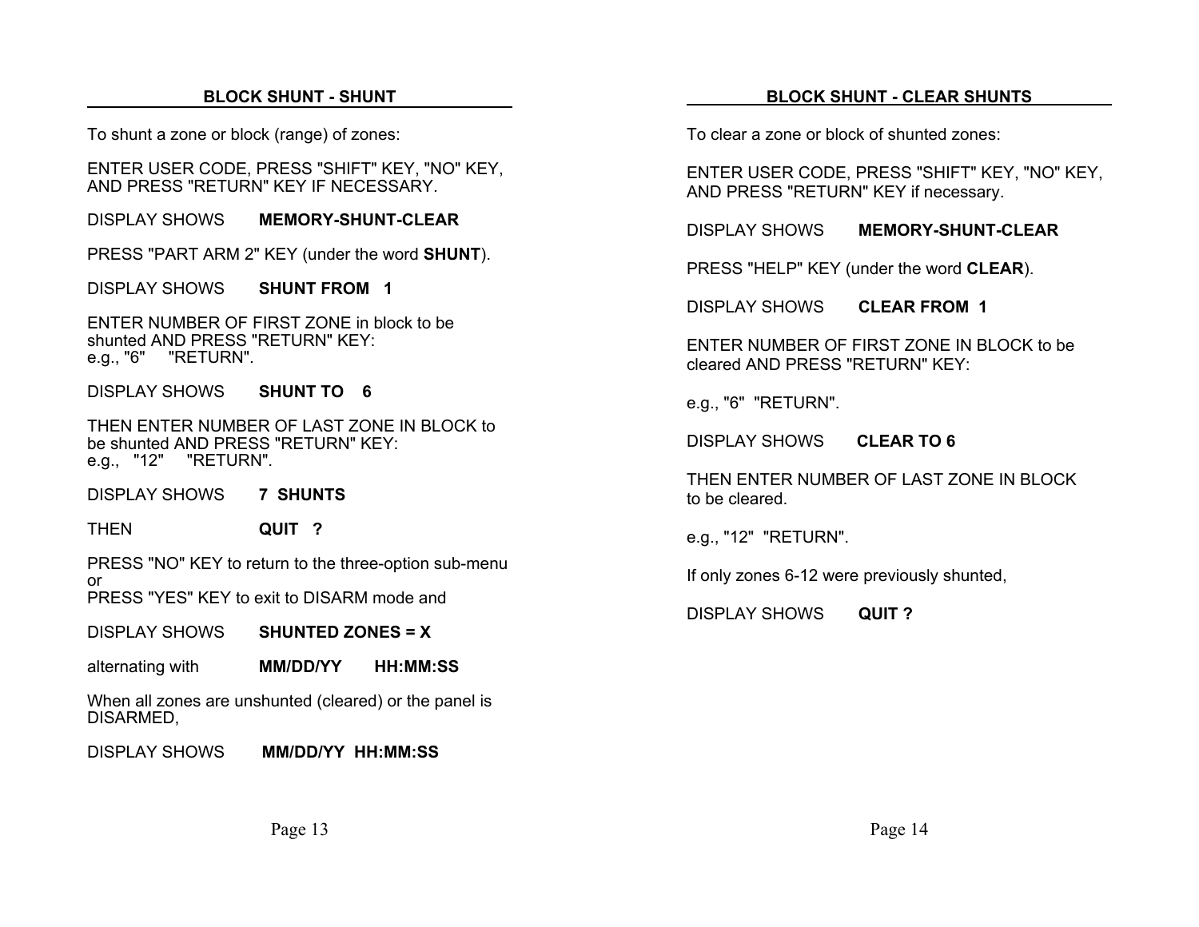## BLOCK SHUNT - SHUNT

To shunt a zone or block (range) of zones:

ENTER USER CODE, PRESS "SHIFT" KEY, "NO" KEY, AND PRESS "RETURN" KEY IF NECESSARY.

DISPLAY SHOWS **MEMORY-SHUNT-CLEAR**

PRESS "PART ARM 2" KEY (under the word **SHUNT**).

DISPLAY SHOWS **SHUNT FROM 1**

ENTER NUMBER OF FIRST ZONE in block to be shunted AND PRESS "RETURN" KEY:
e.g., "6" "RETURN".

DISPLAY SHOWS **SHUNT TO 6**

THEN ENTER NUMBER OF LAST ZONE IN BLOCK to be shunted AND PRESS "RETURN" KEY:
e.g., "12" "RETURN".

DISPLAY SHOWS **7 SHUNTS**

THEN **QUIT ?**

PRESS "NO" KEY to return to the three-option sub-menu
or
PRESS "YES" KEY to exit to DISARM mode and

DISPLAY SHOWS **SHUNTED ZONES = X**

alternating with **MM/DD/YY HH:MM:SS**

When all zones are unshunted (cleared) or the panel is DISARMED,

DISPLAY SHOWS **MM/DD/YY HH:MM:SS**

## BLOCK SHUNT - CLEAR SHUNTS

To clear a zone or block of shunted zones:

ENTER USER CODE, PRESS "SHIFT" KEY, "NO" KEY, AND PRESS "RETURN" KEY if necessary.

DISPLAY SHOWS **MEMORY-SHUNT-CLEAR**

PRESS "HELP" KEY (under the word **CLEAR**).

DISPLAY SHOWS **CLEAR FROM 1**

ENTER NUMBER OF FIRST ZONE IN BLOCK to be cleared AND PRESS "RETURN" KEY:

e.g., "6" "RETURN".

DISPLAY SHOWS **CLEAR TO 6**

THEN ENTER NUMBER OF LAST ZONE IN BLOCK to be cleared.

e.g., "12" "RETURN".

If only zones 6-12 were previously shunted,

DISPLAY SHOWS **QUIT ?**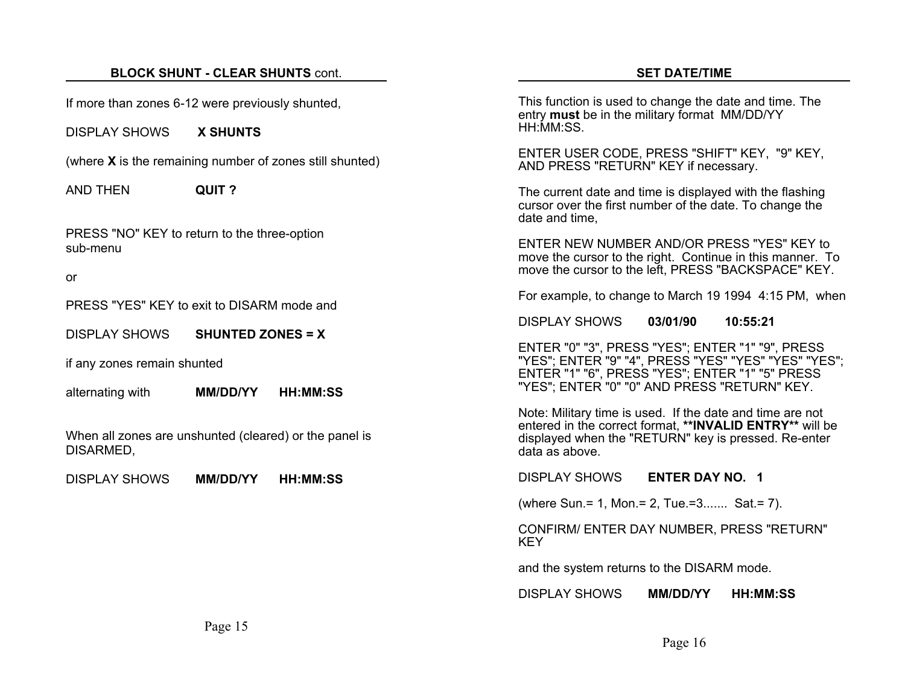## BLOCK SHUNT - CLEAR SHUNTS cont.

If more than zones 6-12 were previously shunted,

DISPLAY SHOWS **X SHUNTS**

(where **X** is the remaining number of zones still shunted)

AND THEN **QUIT ?**

PRESS "NO" KEY to return to the three-option sub-menu

or

PRESS "YES" KEY to exit to DISARM mode and

DISPLAY SHOWS **SHUNTED ZONES = X**

if any zones remain shunted

alternating with **MM/DD/YY HH:MM:SS**

When all zones are unshunted (cleared) or the panel is DISARMED,

DISPLAY SHOWS **MM/DD/YY HH:MM:SS**

## SET DATE/TIME

This function is used to change the date and time. The entry **must** be in the military format MM/DD/YY HH:MM:SS.

ENTER USER CODE, PRESS "SHIFT" KEY, "9" KEY, AND PRESS "RETURN" KEY if necessary.

The current date and time is displayed with the flashing cursor over the first number of the date. To change the date and time,

ENTER NEW NUMBER AND/OR PRESS "YES" KEY to move the cursor to the right. Continue in this manner. To move the cursor to the left, PRESS "BACKSPACE" KEY.

For example, to change to March 19 1994 4:15 PM, when

DISPLAY SHOWS **03/01/90 10:55:21**

ENTER "0" "3", PRESS "YES"; ENTER "1" "9", PRESS "YES"; ENTER "9" "4", PRESS "YES" "YES" "YES" "YES"; ENTER "1" "6", PRESS "YES"; ENTER "1" "5" PRESS "YES"; ENTER "0" "0" AND PRESS "RETURN" KEY.

Note: Military time is used. If the date and time are not entered in the correct format, **\*\*INVALID ENTRY\*\*** will be displayed when the "RETURN" key is pressed. Re-enter data as above.

DISPLAY SHOWS **ENTER DAY NO. 1**

(where Sun.= 1, Mon.= 2, Tue.=3....... Sat.= 7).

CONFIRM/ ENTER DAY NUMBER, PRESS "RETURN" KEY

and the system returns to the DISARM mode.

DISPLAY SHOWS **MM/DD/YY HH:MM:SS**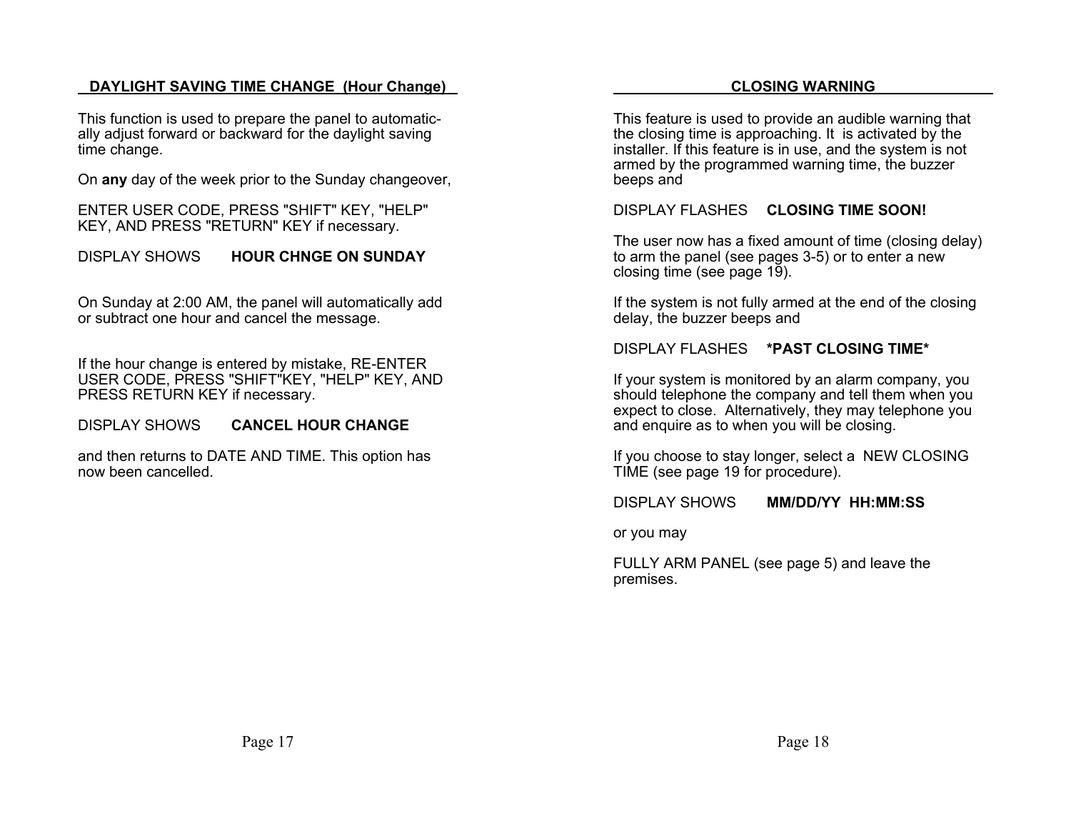## DAYLIGHT SAVING TIME CHANGE (Hour Change)

This function is used to prepare the panel to automatically adjust forward or backward for the daylight saving time change.

On **any** day of the week prior to the Sunday changeover,

ENTER USER CODE, PRESS "SHIFT" KEY, "HELP" KEY, AND PRESS "RETURN" KEY if necessary.

DISPLAY SHOWS **HOUR CHNGE ON SUNDAY**

On Sunday at 2:00 AM, the panel will automatically add or subtract one hour and cancel the message.

If the hour change is entered by mistake, RE-ENTER USER CODE, PRESS "SHIFT"KEY, "HELP" KEY, AND PRESS RETURN KEY if necessary.

DISPLAY SHOWS **CANCEL HOUR CHANGE**

and then returns to DATE AND TIME. This option has now been cancelled.

## CLOSING WARNING

This feature is used to provide an audible warning that the closing time is approaching. It is activated by the installer. If this feature is in use, and the system is not armed by the programmed warning time, the buzzer beeps and

DISPLAY FLASHES **CLOSING TIME SOON!**

The user now has a fixed amount of time (closing delay) to arm the panel (see pages 3-5) or to enter a new closing time (see page 19).

If the system is not fully armed at the end of the closing delay, the buzzer beeps and

DISPLAY FLASHES ***PAST CLOSING TIME***

If your system is monitored by an alarm company, you should telephone the company and tell them when you expect to close. Alternatively, they may telephone you and enquire as to when you will be closing.

If you choose to stay longer, select a NEW CLOSING TIME (see page 19 for procedure).

DISPLAY SHOWS **MM/DD/YY HH:MM:SS**

or you may

FULLY ARM PANEL (see page 5) and leave the premises.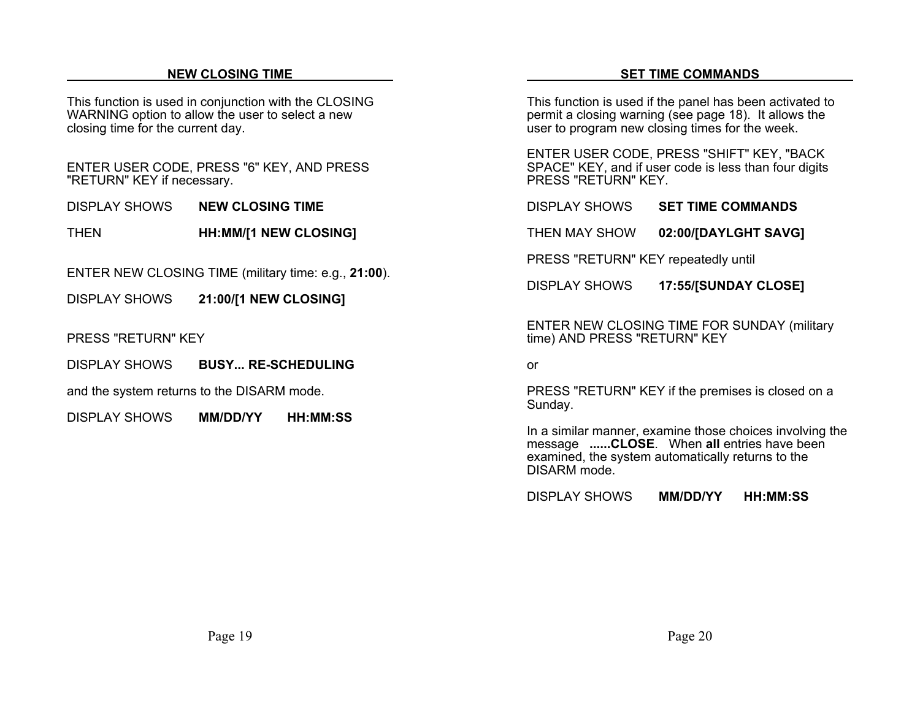## NEW CLOSING TIME

This function is used in conjunction with the CLOSING WARNING option to allow the user to select a new closing time for the current day.

ENTER USER CODE, PRESS "6" KEY, AND PRESS "RETURN" KEY if necessary.

DISPLAY SHOWS **NEW CLOSING TIME**

THEN **HH:MM/[1 NEW CLOSING]**

ENTER NEW CLOSING TIME (military time: e.g., **21:00**).

DISPLAY SHOWS **21:00/[1 NEW CLOSING]**

PRESS "RETURN" KEY

DISPLAY SHOWS **BUSY... RE-SCHEDULING**

and the system returns to the DISARM mode.

DISPLAY SHOWS **MM/DD/YY HH:MM:SS**

## SET TIME COMMANDS

This function is used if the panel has been activated to permit a closing warning (see page 18). It allows the user to program new closing times for the week.

ENTER USER CODE, PRESS "SHIFT" KEY, "BACK SPACE" KEY, and if user code is less than four digits PRESS "RETURN" KEY.

DISPLAY SHOWS **SET TIME COMMANDS**

THEN MAY SHOW **02:00/[DAYLGHT SAVG]**

PRESS "RETURN" KEY repeatedly until

DISPLAY SHOWS **17:55/[SUNDAY CLOSE]**

ENTER NEW CLOSING TIME FOR SUNDAY (military time) AND PRESS "RETURN" KEY

or

PRESS "RETURN" KEY if the premises is closed on a Sunday.

In a similar manner, examine those choices involving the message **......CLOSE**. When **all** entries have been examined, the system automatically returns to the DISARM mode.

DISPLAY SHOWS **MM/DD/YY HH:MM:SS**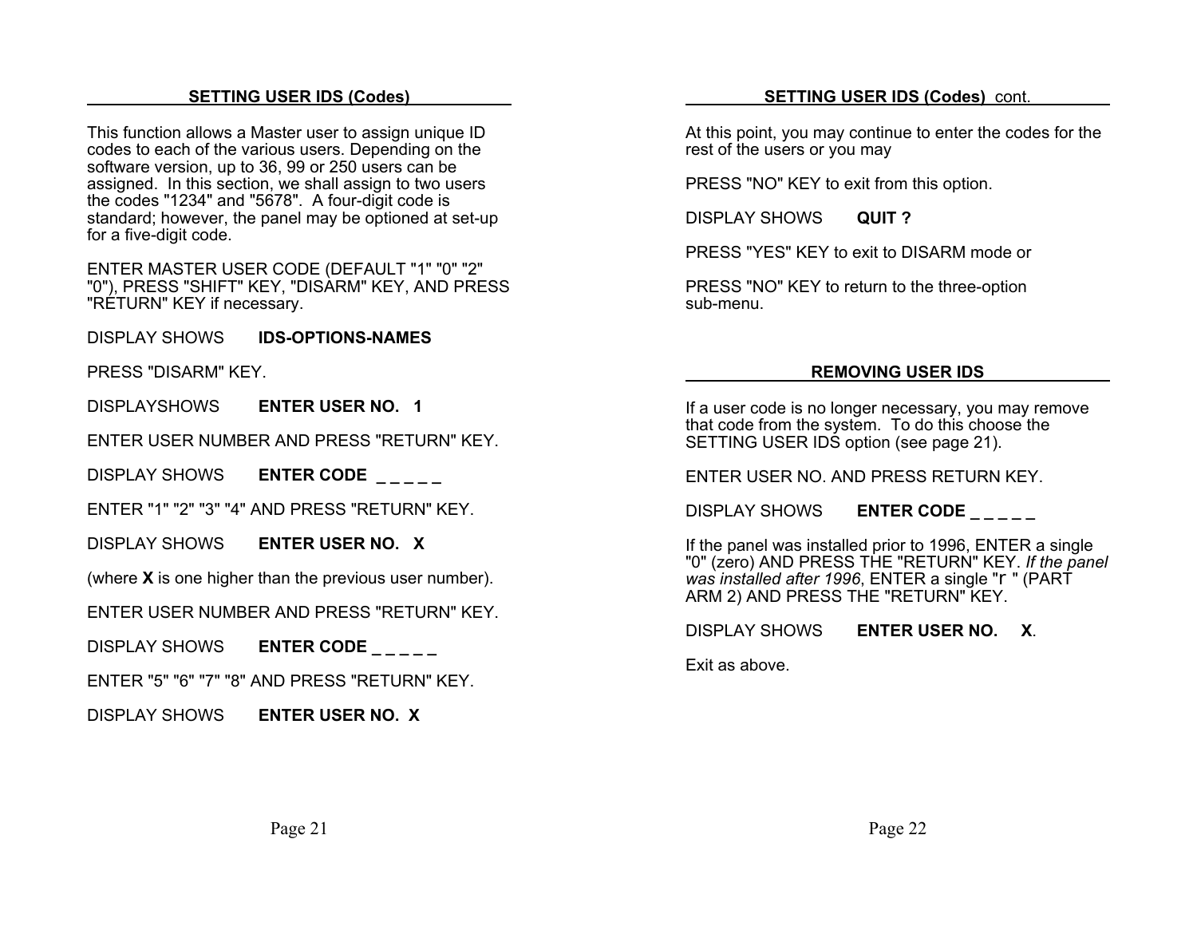## SETTING USER IDS (Codes)

This function allows a Master user to assign unique ID codes to each of the various users. Depending on the software version, up to 36, 99 or 250 users can be assigned. In this section, we shall assign to two users the codes "1234" and "5678". A four-digit code is standard; however, the panel may be optioned at set-up for a five-digit code.

ENTER MASTER USER CODE (DEFAULT "1" "0" "2" "0"), PRESS "SHIFT" KEY, "DISARM" KEY, AND PRESS "RETURN" KEY if necessary.

DISPLAY SHOWS **IDS-OPTIONS-NAMES**

PRESS "DISARM" KEY.

DISPLAYSHOWS **ENTER USER NO. 1**

ENTER USER NUMBER AND PRESS "RETURN" KEY.

DISPLAY SHOWS **ENTER CODE _ _ _ _ _**

ENTER "1" "2" "3" "4" AND PRESS "RETURN" KEY.

DISPLAY SHOWS **ENTER USER NO. X**

(where **X** is one higher than the previous user number).

ENTER USER NUMBER AND PRESS "RETURN" KEY.

DISPLAY SHOWS **ENTER CODE _ _ _ _ _**

ENTER "5" "6" "7" "8" AND PRESS "RETURN" KEY.

DISPLAY SHOWS **ENTER USER NO. X**

## SETTING USER IDS (Codes) cont.

At this point, you may continue to enter the codes for the rest of the users or you may

PRESS "NO" KEY to exit from this option.

DISPLAY SHOWS **QUIT ?**

PRESS "YES" KEY to exit to DISARM mode or

PRESS "NO" KEY to return to the three-option sub-menu.

## REMOVING USER IDS

If a user code is no longer necessary, you may remove that code from the system. To do this choose the SETTING USER IDS option (see page 21).

ENTER USER NO. AND PRESS RETURN KEY.

DISPLAY SHOWS **ENTER CODE _ _ _ _ _**

If the panel was installed prior to 1996, ENTER a single "0" (zero) AND PRESS THE "RETURN" KEY. *If the panel was installed after 1996*, ENTER a single "r " (PART ARM 2) AND PRESS THE "RETURN" KEY.

DISPLAY SHOWS **ENTER USER NO. X**.

Exit as above.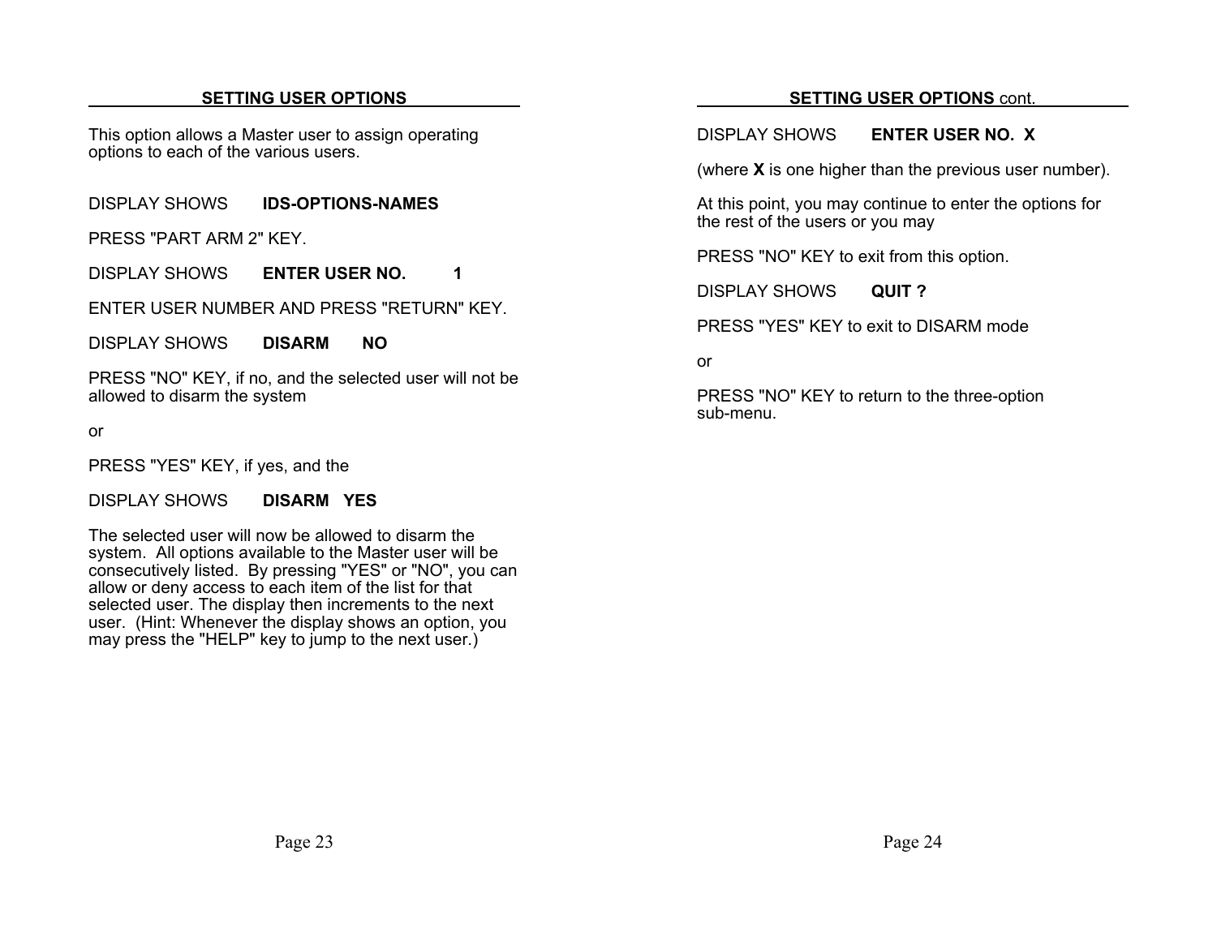## SETTING USER OPTIONS

This option allows a Master user to assign operating options to each of the various users.

DISPLAY SHOWS **IDS-OPTIONS-NAMES**

PRESS "PART ARM 2" KEY.

DISPLAY SHOWS **ENTER USER NO. 1**

ENTER USER NUMBER AND PRESS "RETURN" KEY.

DISPLAY SHOWS **DISARM NO**

PRESS "NO" KEY, if no, and the selected user will not be allowed to disarm the system

or

PRESS "YES" KEY, if yes, and the

DISPLAY SHOWS **DISARM YES**

The selected user will now be allowed to disarm the system. All options available to the Master user will be consecutively listed. By pressing "YES" or "NO", you can allow or deny access to each item of the list for that selected user. The display then increments to the next user. (Hint: Whenever the display shows an option, you may press the "HELP" key to jump to the next user.)

## SETTING USER OPTIONS cont.

DISPLAY SHOWS **ENTER USER NO. X**

(where **X** is one higher than the previous user number).

At this point, you may continue to enter the options for the rest of the users or you may

PRESS "NO" KEY to exit from this option.

DISPLAY SHOWS **QUIT ?**

PRESS "YES" KEY to exit to DISARM mode

or

PRESS "NO" KEY to return to the three-option sub-menu.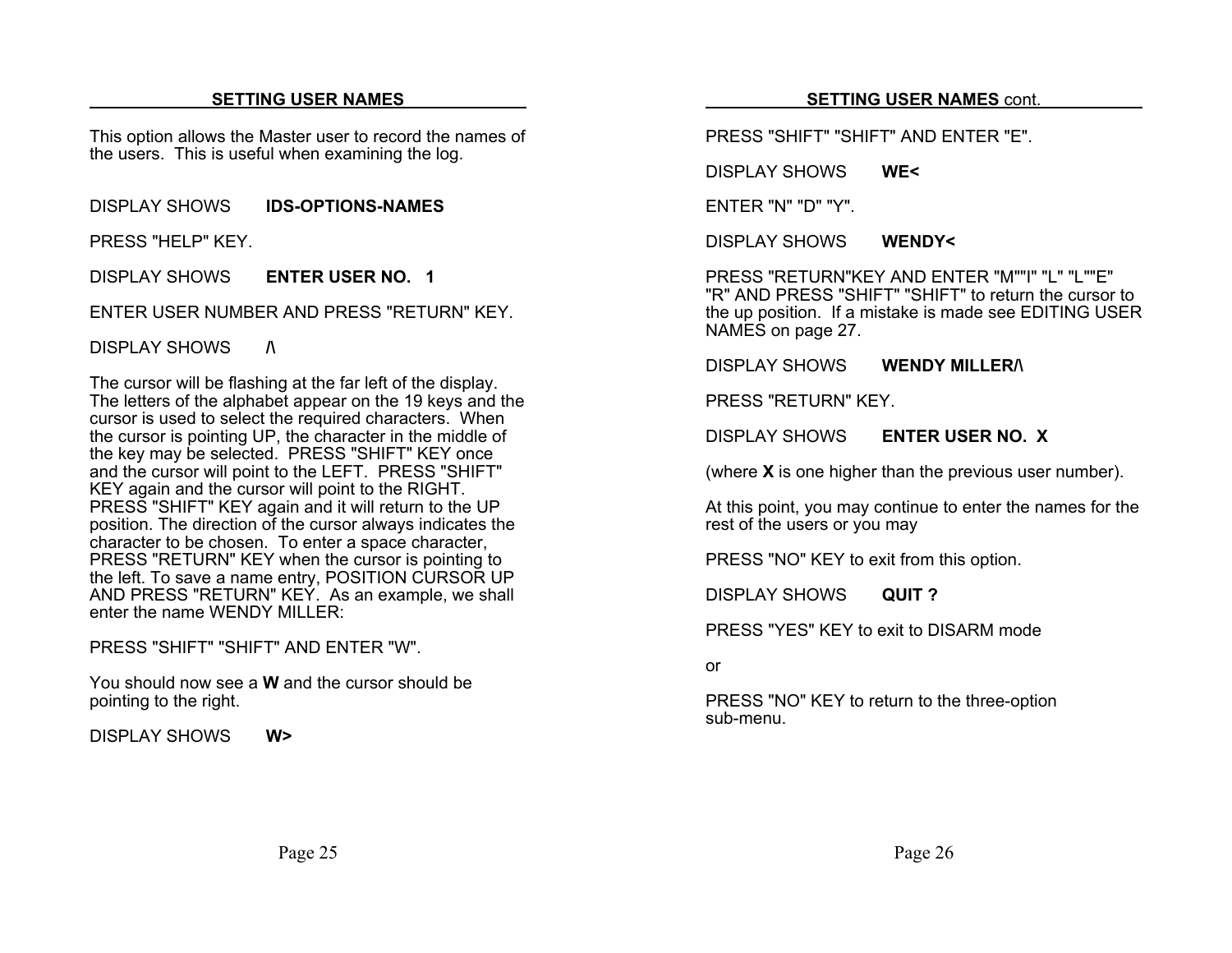## SETTING USER NAMES

This option allows the Master user to record the names of the users. This is useful when examining the log.

DISPLAY SHOWS **IDS-OPTIONS-NAMES**

PRESS "HELP" KEY.

DISPLAY SHOWS **ENTER USER NO. 1**

ENTER USER NUMBER AND PRESS "RETURN" KEY.

DISPLAY SHOWS **/\**

The cursor will be flashing at the far left of the display. The letters of the alphabet appear on the 19 keys and the cursor is used to select the required characters. When the cursor is pointing UP, the character in the middle of the key may be selected. PRESS "SHIFT" KEY once and the cursor will point to the LEFT. PRESS "SHIFT" KEY again and the cursor will point to the RIGHT. PRESS "SHIFT" KEY again and it will return to the UP position. The direction of the cursor always indicates the character to be chosen. To enter a space character, PRESS "RETURN" KEY when the cursor is pointing to the left. To save a name entry, POSITION CURSOR UP AND PRESS "RETURN" KEY. As an example, we shall enter the name WENDY MILLER:

PRESS "SHIFT" "SHIFT" AND ENTER "W".

You should now see a **W** and the cursor should be pointing to the right.

DISPLAY SHOWS **W>**

## SETTING USER NAMES cont.

PRESS "SHIFT" "SHIFT" AND ENTER "E".

DISPLAY SHOWS **WE<**

ENTER "N" "D" "Y".

DISPLAY SHOWS **WENDY<**

PRESS "RETURN"KEY AND ENTER "M""I" "L" "L""E" "R" AND PRESS "SHIFT" "SHIFT" to return the cursor to the up position. If a mistake is made see EDITING USER NAMES on page 27.

DISPLAY SHOWS **WENDY MILLER/\**

PRESS "RETURN" KEY.

DISPLAY SHOWS **ENTER USER NO. X**

(where **X** is one higher than the previous user number).

At this point, you may continue to enter the names for the rest of the users or you may

PRESS "NO" KEY to exit from this option.

DISPLAY SHOWS **QUIT ?**

PRESS "YES" KEY to exit to DISARM mode

or

PRESS "NO" KEY to return to the three-option sub-menu.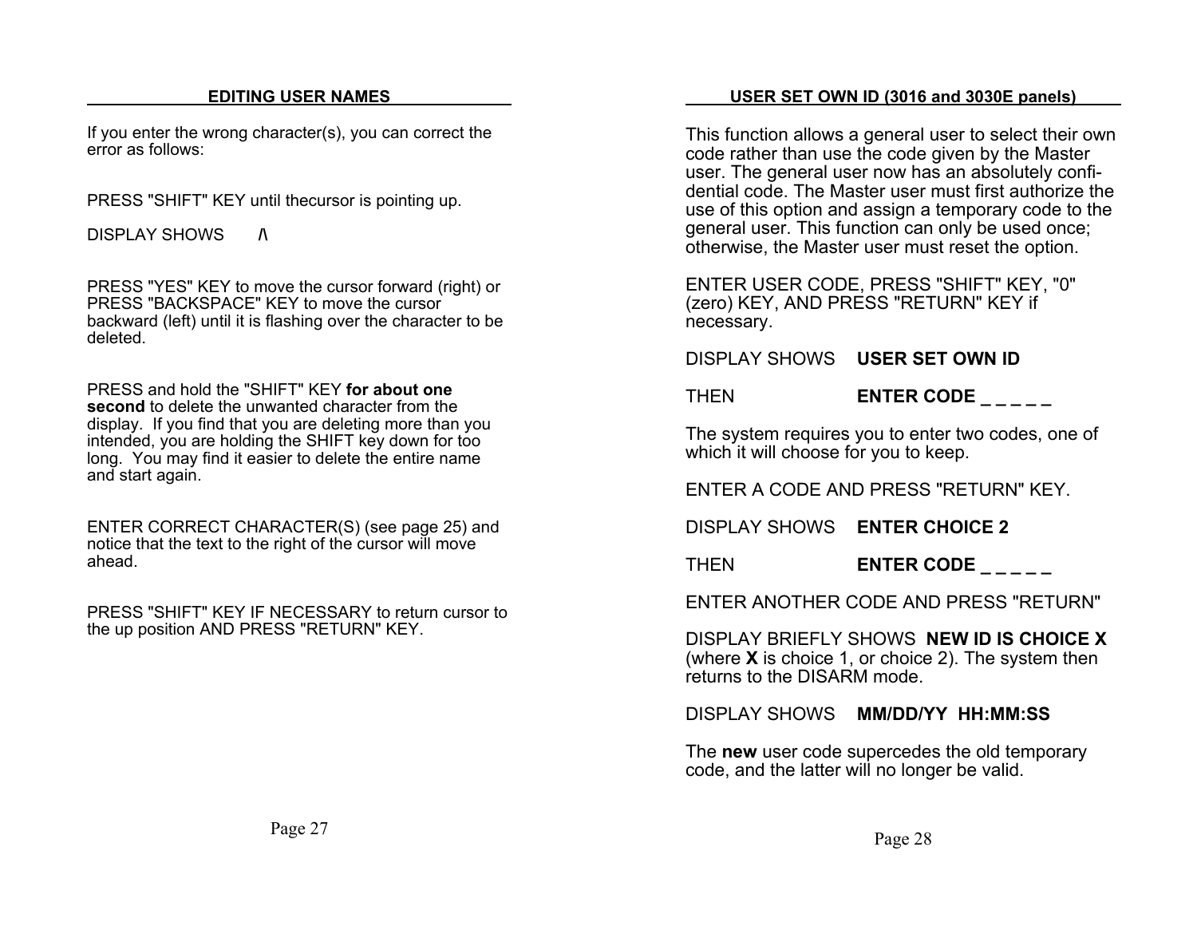## EDITING USER NAMES

If you enter the wrong character(s), you can correct the error as follows:

PRESS "SHIFT" KEY until thecursor is pointing up.

DISPLAY SHOWS **/\**

PRESS "YES" KEY to move the cursor forward (right) or PRESS "BACKSPACE" KEY to move the cursor backward (left) until it is flashing over the character to be deleted.

PRESS and hold the "SHIFT" KEY **for about one second** to delete the unwanted character from the display. If you find that you are deleting more than you intended, you are holding the SHIFT key down for too long. You may find it easier to delete the entire name and start again.

ENTER CORRECT CHARACTER(S) (see page 25) and notice that the text to the right of the cursor will move ahead.

PRESS "SHIFT" KEY IF NECESSARY to return cursor to the up position AND PRESS "RETURN" KEY.

## USER SET OWN ID (3016 and 3030E panels)

This function allows a general user to select their own code rather than use the code given by the Master user. The general user now has an absolutely confidential code. The Master user must first authorize the use of this option and assign a temporary code to the general user. This function can only be used once; otherwise, the Master user must reset the option.

ENTER USER CODE, PRESS "SHIFT" KEY, "0" (zero) KEY, AND PRESS "RETURN" KEY if necessary.

DISPLAY SHOWS **USER SET OWN ID**

THEN **ENTER CODE _ _ _ _ _**

The system requires you to enter two codes, one of which it will choose for you to keep.

ENTER A CODE AND PRESS "RETURN" KEY.

DISPLAY SHOWS **ENTER CHOICE 2**

THEN **ENTER CODE _ _ _ _ _**

ENTER ANOTHER CODE AND PRESS "RETURN"

DISPLAY BRIEFLY SHOWS **NEW ID IS CHOICE X** (where **X** is choice 1, or choice 2). The system then returns to the DISARM mode.

DISPLAY SHOWS **MM/DD/YY HH:MM:SS**

The **new** user code supercedes the old temporary code, and the latter will no longer be valid.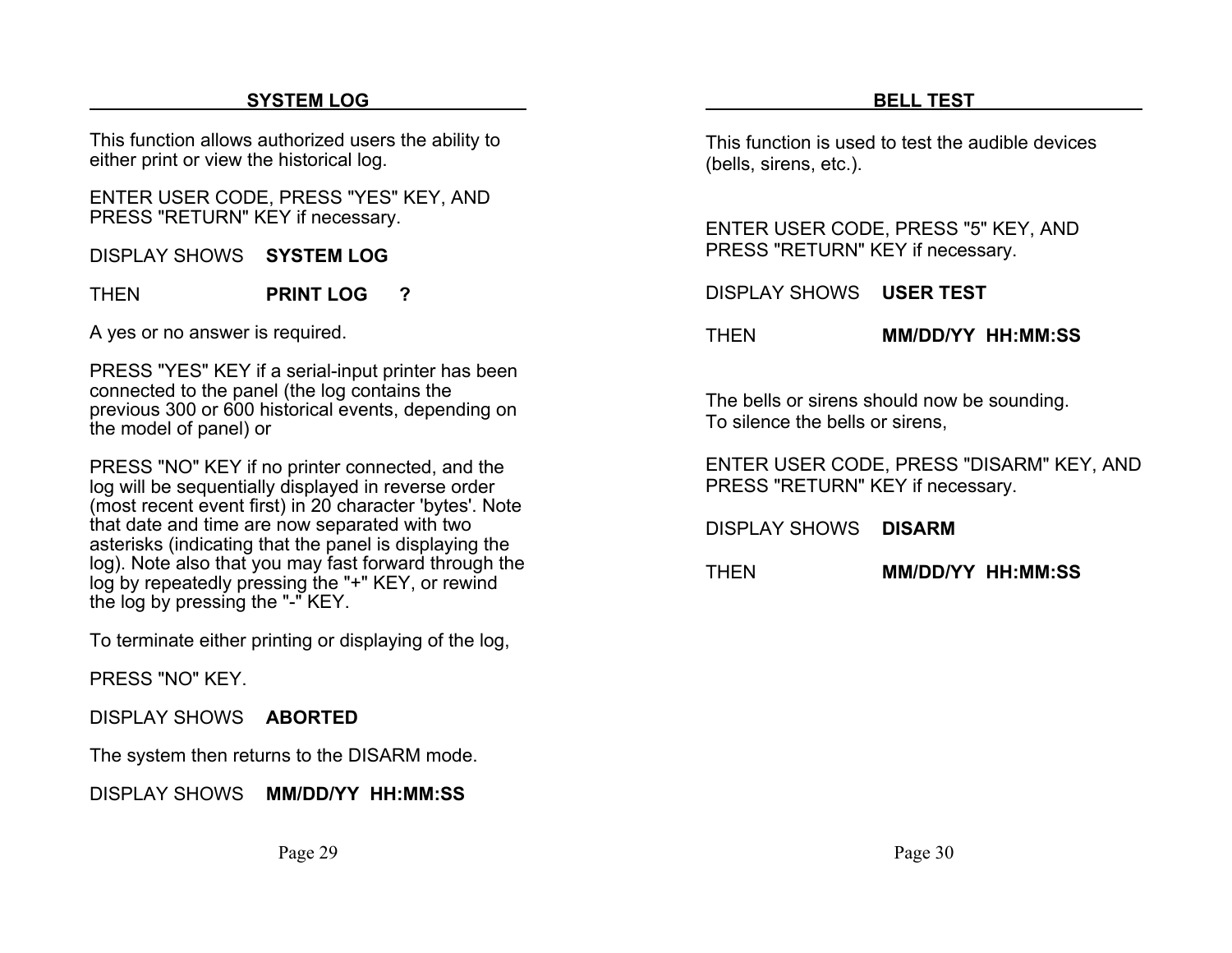## SYSTEM LOG

This function allows authorized users the ability to either print or view the historical log.

ENTER USER CODE, PRESS "YES" KEY, AND PRESS "RETURN" KEY if necessary.

DISPLAY SHOWS **SYSTEM LOG**

THEN **PRINT LOG ?**

A yes or no answer is required.

PRESS "YES" KEY if a serial-input printer has been connected to the panel (the log contains the previous 300 or 600 historical events, depending on the model of panel) or

PRESS "NO" KEY if no printer connected, and the log will be sequentially displayed in reverse order (most recent event first) in 20 character 'bytes'. Note that date and time are now separated with two asterisks (indicating that the panel is displaying the log). Note also that you may fast forward through the log by repeatedly pressing the "+" KEY, or rewind the log by pressing the "-" KEY.

To terminate either printing or displaying of the log,

PRESS "NO" KEY.

DISPLAY SHOWS **ABORTED**

The system then returns to the DISARM mode.

DISPLAY SHOWS **MM/DD/YY HH:MM:SS**

## BELL TEST

This function is used to test the audible devices (bells, sirens, etc.).

ENTER USER CODE, PRESS "5" KEY, AND PRESS "RETURN" KEY if necessary.

DISPLAY SHOWS **USER TEST**

THEN **MM/DD/YY HH:MM:SS**

The bells or sirens should now be sounding.
To silence the bells or sirens,

ENTER USER CODE, PRESS "DISARM" KEY, AND PRESS "RETURN" KEY if necessary.

DISPLAY SHOWS **DISARM**

THEN **MM/DD/YY HH:MM:SS**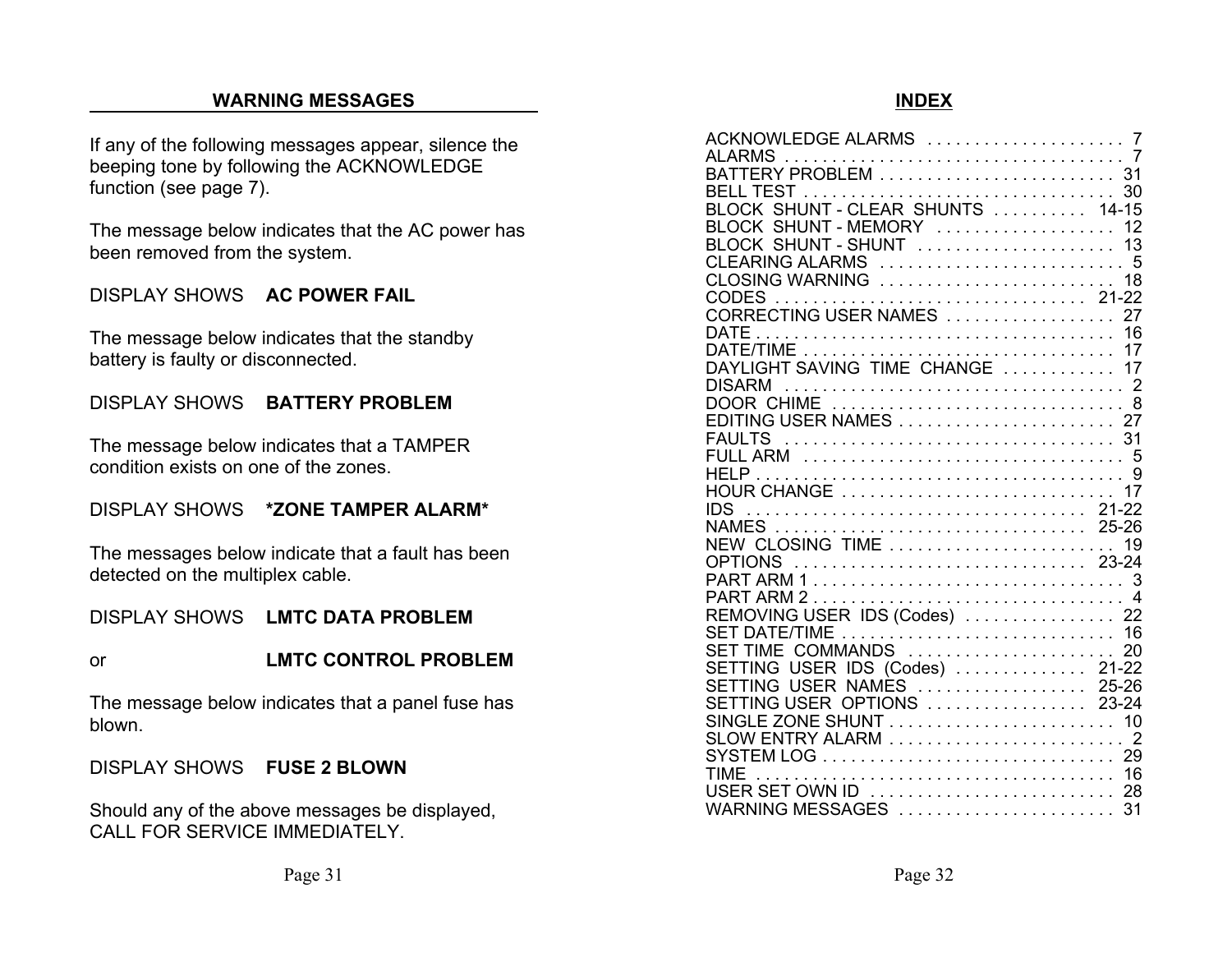## WARNING MESSAGES

If any of the following messages appear, silence the beeping tone by following the ACKNOWLEDGE function (see page 7).

The message below indicates that the AC power has been removed from the system.

DISPLAY SHOWS **AC POWER FAIL**

The message below indicates that the standby battery is faulty or disconnected.

DISPLAY SHOWS **BATTERY PROBLEM**

The message below indicates that a TAMPER condition exists on one of the zones.

DISPLAY SHOWS ***ZONE TAMPER ALARM***

The messages below indicate that a fault has been detected on the multiplex cable.

DISPLAY SHOWS **LMTC DATA PROBLEM**

or **LMTC CONTROL PROBLEM**

The message below indicates that a panel fuse has blown.

DISPLAY SHOWS **FUSE 2 BLOWN**

Should any of the above messages be displayed, CALL FOR SERVICE IMMEDIATELY.

## INDEX

| | |
|---|---|
| ACKNOWLEDGE ALARMS | 7 |
| ALARMS | 7 |
| BATTERY PROBLEM | 31 |
| BELL TEST | 30 |
| BLOCK SHUNT - CLEAR SHUNTS | 14-15 |
| BLOCK SHUNT - MEMORY | 12 |
| BLOCK SHUNT - SHUNT | 13 |
| CLEARING ALARMS | 5 |
| CLOSING WARNING | 18 |
| CODES | 21-22 |
| CORRECTING USER NAMES | 27 |
| DATE | 16 |
| DATE/TIME | 17 |
| DAYLIGHT SAVING TIME CHANGE | 17 |
| DISARM | 2 |
| DOOR CHIME | 8 |
| EDITING USER NAMES | 27 |
| FAULTS | 31 |
| FULL ARM | 5 |
| HELP | 9 |
| HOUR CHANGE | 17 |
| IDS | 21-22 |
| NAMES | 25-26 |
| NEW CLOSING TIME | 19 |
| OPTIONS | 23-24 |
| PART ARM 1 | 3 |
| PART ARM 2 | 4 |
| REMOVING USER IDS (Codes) | 22 |
| SET DATE/TIME | 16 |
| SET TIME COMMANDS | 20 |
| SETTING USER IDS (Codes) | 21-22 |
| SETTING USER NAMES | 25-26 |
| SETTING USER OPTIONS | 23-24 |
| SINGLE ZONE SHUNT | 10 |
| SLOW ENTRY ALARM | 2 |
| SYSTEM LOG | 29 |
| TIME | 16 |
| USER SET OWN ID | 28 |
| WARNING MESSAGES | 31 |